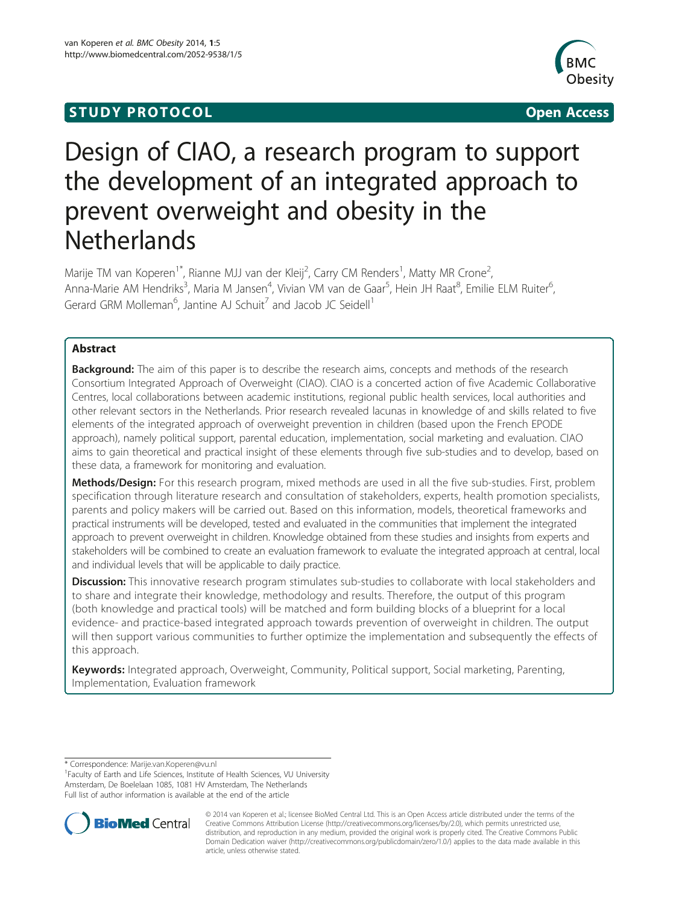STUDY PROTOCOL **Open Access**

# Design of CIAO, a research program to support the development of an integrated approach to prevent overweight and obesity in the Netherlands

Marije TM van Koperen[1*], Rianne MJJ van der Kleij[2], Carry CM Renders[1], Matty MR Crone[2], Anna-Marie AM Hendriks[3], Maria M Jansen[4], Vivian VM van de Gaar[5], Hein JH Raat[8], Emilie ELM Ruiter[6], Gerard GRM Molleman[6], Jantine AJ Schuit[7] and Jacob JC Seidell[1]

## Abstract

**Background:** The aim of this paper is to describe the research aims, concepts and methods of the research Consortium Integrated Approach of Overweight (CIAO). CIAO is a concerted action of five Academic Collaborative Centres, local collaborations between academic institutions, regional public health services, local authorities and other relevant sectors in the Netherlands. Prior research revealed lacunas in knowledge of and skills related to five elements of the integrated approach of overweight prevention in children (based upon the French EPODE approach), namely political support, parental education, implementation, social marketing and evaluation. CIAO aims to gain theoretical and practical insight of these elements through five sub-studies and to develop, based on these data, a framework for monitoring and evaluation.

**Methods/Design:** For this research program, mixed methods are used in all the five sub-studies. First, problem specification through literature research and consultation of stakeholders, experts, health promotion specialists, parents and policy makers will be carried out. Based on this information, models, theoretical frameworks and practical instruments will be developed, tested and evaluated in the communities that implement the integrated approach to prevent overweight in children. Knowledge obtained from these studies and insights from experts and stakeholders will be combined to create an evaluation framework to evaluate the integrated approach at central, local and individual levels that will be applicable to daily practice.

**Discussion:** This innovative research program stimulates sub-studies to collaborate with local stakeholders and to share and integrate their knowledge, methodology and results. Therefore, the output of this program (both knowledge and practical tools) will be matched and form building blocks of a blueprint for a local evidence- and practice-based integrated approach towards prevention of overweight in children. The output will then support various communities to further optimize the implementation and subsequently the effects of this approach.

**Keywords:** Integrated approach, Overweight, Community, Political support, Social marketing, Parenting, Implementation, Evaluation framework

* Correspondence: Marije.van.Koperen@vu.nl
[1]Faculty of Earth and Life Sciences, Institute of Health Sciences, VU University Amsterdam, De Boelelaan 1085, 1081 HV Amsterdam, The Netherlands
Full list of author information is available at the end of the article

© 2014 van Koperen et al.; licensee BioMed Central Ltd. This is an Open Access article distributed under the terms of the Creative Commons Attribution License (http://creativecommons.org/licenses/by/2.0), which permits unrestricted use, distribution, and reproduction in any medium, provided the original work is properly cited. The Creative Commons Public Domain Dedication waiver (http://creativecommons.org/publicdomain/zero/1.0/) applies to the data made available in this article, unless otherwise stated.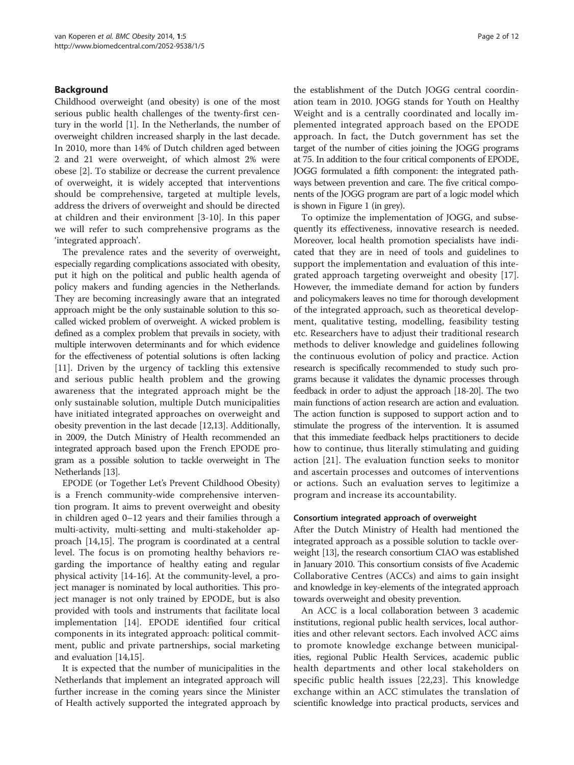## Background

Childhood overweight (and obesity) is one of the most serious public health challenges of the twenty-first century in the world [1]. In the Netherlands, the number of overweight children increased sharply in the last decade. In 2010, more than 14% of Dutch children aged between 2 and 21 were overweight, of which almost 2% were obese [2]. To stabilize or decrease the current prevalence of overweight, it is widely accepted that interventions should be comprehensive, targeted at multiple levels, address the drivers of overweight and should be directed at children and their environment [3-10]. In this paper we will refer to such comprehensive programs as the 'integrated approach'.

The prevalence rates and the severity of overweight, especially regarding complications associated with obesity, put it high on the political and public health agenda of policy makers and funding agencies in the Netherlands. They are becoming increasingly aware that an integrated approach might be the only sustainable solution to this so-called wicked problem of overweight. A wicked problem is defined as a complex problem that prevails in society, with multiple interwoven determinants and for which evidence for the effectiveness of potential solutions is often lacking [11]. Driven by the urgency of tackling this extensive and serious public health problem and the growing awareness that the integrated approach might be the only sustainable solution, multiple Dutch municipalities have initiated integrated approaches on overweight and obesity prevention in the last decade [12,13]. Additionally, in 2009, the Dutch Ministry of Health recommended an integrated approach based upon the French EPODE program as a possible solution to tackle overweight in The Netherlands [13].

EPODE (or Together Let's Prevent Childhood Obesity) is a French community-wide comprehensive intervention program. It aims to prevent overweight and obesity in children aged 0–12 years and their families through a multi-activity, multi-setting and multi-stakeholder approach [14,15]. The program is coordinated at a central level. The focus is on promoting healthy behaviors regarding the importance of healthy eating and regular physical activity [14-16]. At the community-level, a project manager is nominated by local authorities. This project manager is not only trained by EPODE, but is also provided with tools and instruments that facilitate local implementation [14]. EPODE identified four critical components in its integrated approach: political commitment, public and private partnerships, social marketing and evaluation [14,15].

It is expected that the number of municipalities in the Netherlands that implement an integrated approach will further increase in the coming years since the Minister of Health actively supported the integrated approach by the establishment of the Dutch JOGG central coordination team in 2010. JOGG stands for Youth on Healthy Weight and is a centrally coordinated and locally implemented integrated approach based on the EPODE approach. In fact, the Dutch government has set the target of the number of cities joining the JOGG programs at 75. In addition to the four critical components of EPODE, JOGG formulated a fifth component: the integrated pathways between prevention and care. The five critical components of the JOGG program are part of a logic model which is shown in Figure 1 (in grey).

To optimize the implementation of JOGG, and subsequently its effectiveness, innovative research is needed. Moreover, local health promotion specialists have indicated that they are in need of tools and guidelines to support the implementation and evaluation of this integrated approach targeting overweight and obesity [17]. However, the immediate demand for action by funders and policymakers leaves no time for thorough development of the integrated approach, such as theoretical development, qualitative testing, modelling, feasibility testing etc. Researchers have to adjust their traditional research methods to deliver knowledge and guidelines following the continuous evolution of policy and practice. Action research is specifically recommended to study such programs because it validates the dynamic processes through feedback in order to adjust the approach [18-20]. The two main functions of action research are action and evaluation. The action function is supposed to support action and to stimulate the progress of the intervention. It is assumed that this immediate feedback helps practitioners to decide how to continue, thus literally stimulating and guiding action [21]. The evaluation function seeks to monitor and ascertain processes and outcomes of interventions or actions. Such an evaluation serves to legitimize a program and increase its accountability.

### Consortium integrated approach of overweight

After the Dutch Ministry of Health had mentioned the integrated approach as a possible solution to tackle overweight [13], the research consortium CIAO was established in January 2010. This consortium consists of five Academic Collaborative Centres (ACCs) and aims to gain insight and knowledge in key-elements of the integrated approach towards overweight and obesity prevention.

An ACC is a local collaboration between 3 academic institutions, regional public health services, local authorities and other relevant sectors. Each involved ACC aims to promote knowledge exchange between municipalities, regional Public Health Services, academic public health departments and other local stakeholders on specific public health issues [22,23]. This knowledge exchange within an ACC stimulates the translation of scientific knowledge into practical products, services and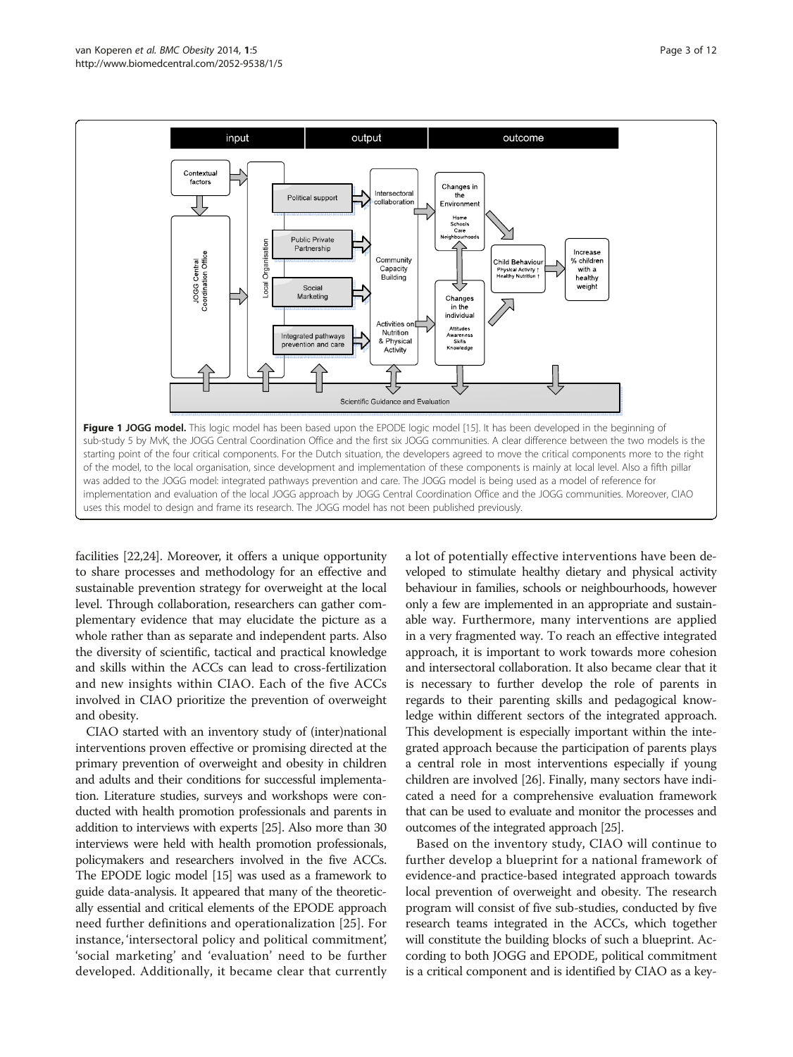input
output
outcome
Contextual factors
JOGG Central Coordination Office
Local Organisation
Political support
Public Private Partnership
Social Marketing
Integrated pathways prevention and care
Intersectoral collaboration
Community Capacity Building
Activities on Nutrition & Physical Activity
Changes in the Environment
Home
Schools
Care
Neighbourhoods
Changes in the individual
Attitudes
Awareness
Skills
Knowledge
Child Behaviour
Physical Activity ↑
Healthy Nutrition ↑
Increase % children with a healthy weight
Scientific Guidance and Evaluation

**Figure 1 JOGG model.** This logic model has been based upon the EPODE logic model [15]. It has been developed in the beginning of sub-study 5 by MvK, the JOGG Central Coordination Office and the first six JOGG communities. A clear difference between the two models is the starting point of the four critical components. For the Dutch situation, the developers agreed to move the critical components more to the right of the model, to the local organisation, since development and implementation of these components is mainly at local level. Also a fifth pillar was added to the JOGG model: integrated pathways prevention and care. The JOGG model is being used as a model of reference for implementation and evaluation of the local JOGG approach by JOGG Central Coordination Office and the JOGG communities. Moreover, CIAO uses this model to design and frame its research. The JOGG model has not been published previously.

facilities [22,24]. Moreover, it offers a unique opportunity to share processes and methodology for an effective and sustainable prevention strategy for overweight at the local level. Through collaboration, researchers can gather complementary evidence that may elucidate the picture as a whole rather than as separate and independent parts. Also the diversity of scientific, tactical and practical knowledge and skills within the ACCs can lead to cross-fertilization and new insights within CIAO. Each of the five ACCs involved in CIAO prioritize the prevention of overweight and obesity.

CIAO started with an inventory study of (inter)national interventions proven effective or promising directed at the primary prevention of overweight and obesity in children and adults and their conditions for successful implementation. Literature studies, surveys and workshops were conducted with health promotion professionals and parents in addition to interviews with experts [25]. Also more than 30 interviews were held with health promotion professionals, policymakers and researchers involved in the five ACCs. The EPODE logic model [15] was used as a framework to guide data-analysis. It appeared that many of the theoretically essential and critical elements of the EPODE approach need further definitions and operationalization [25]. For instance, 'intersectoral policy and political commitment', 'social marketing' and 'evaluation' need to be further developed. Additionally, it became clear that currently a lot of potentially effective interventions have been developed to stimulate healthy dietary and physical activity behaviour in families, schools or neighbourhoods, however only a few are implemented in an appropriate and sustainable way. Furthermore, many interventions are applied in a very fragmented way. To reach an effective integrated approach, it is important to work towards more cohesion and intersectoral collaboration. It also became clear that it is necessary to further develop the role of parents in regards to their parenting skills and pedagogical knowledge within different sectors of the integrated approach. This development is especially important within the integrated approach because the participation of parents plays a central role in most interventions especially if young children are involved [26]. Finally, many sectors have indicated a need for a comprehensive evaluation framework that can be used to evaluate and monitor the processes and outcomes of the integrated approach [25].

Based on the inventory study, CIAO will continue to further develop a blueprint for a national framework of evidence-and practice-based integrated approach towards local prevention of overweight and obesity. The research program will consist of five sub-studies, conducted by five research teams integrated in the ACCs, which together will constitute the building blocks of such a blueprint. According to both JOGG and EPODE, political commitment is a critical component and is identified by CIAO as a key-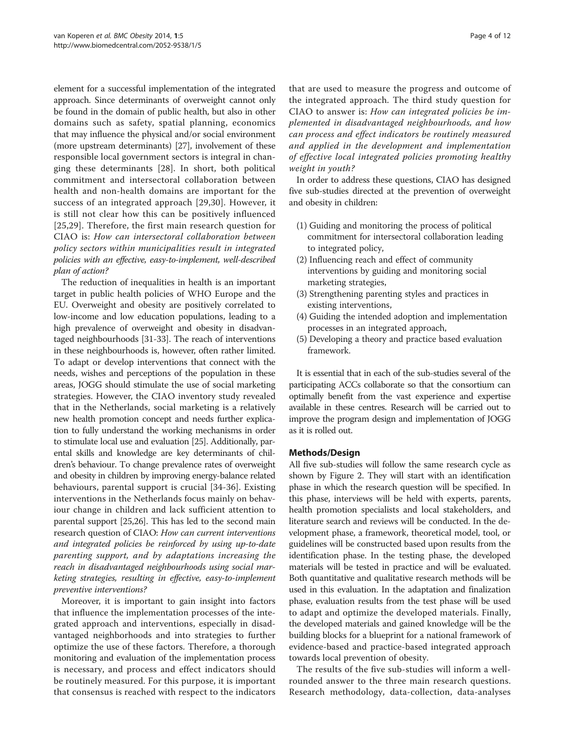element for a successful implementation of the integrated approach. Since determinants of overweight cannot only be found in the domain of public health, but also in other domains such as safety, spatial planning, economics that may influence the physical and/or social environment (more upstream determinants) [27], involvement of these responsible local government sectors is integral in changing these determinants [28]. In short, both political commitment and intersectoral collaboration between health and non-health domains are important for the success of an integrated approach [29,30]. However, it is still not clear how this can be positively influenced [25,29]. Therefore, the first main research question for CIAO is: *How can intersectoral collaboration between policy sectors within municipalities result in integrated policies with an effective, easy-to-implement, well-described plan of action?*

The reduction of inequalities in health is an important target in public health policies of WHO Europe and the EU. Overweight and obesity are positively correlated to low-income and low education populations, leading to a high prevalence of overweight and obesity in disadvantaged neighbourhoods [31-33]. The reach of interventions in these neighbourhoods is, however, often rather limited. To adapt or develop interventions that connect with the needs, wishes and perceptions of the population in these areas, JOGG should stimulate the use of social marketing strategies. However, the CIAO inventory study revealed that in the Netherlands, social marketing is a relatively new health promotion concept and needs further explication to fully understand the working mechanisms in order to stimulate local use and evaluation [25]. Additionally, parental skills and knowledge are key determinants of children's behaviour. To change prevalence rates of overweight and obesity in children by improving energy-balance related behaviours, parental support is crucial [34-36]. Existing interventions in the Netherlands focus mainly on behaviour change in children and lack sufficient attention to parental support [25,26]. This has led to the second main research question of CIAO: *How can current interventions and integrated policies be reinforced by using up-to-date parenting support, and by adaptations increasing the reach in disadvantaged neighbourhoods using social marketing strategies, resulting in effective, easy-to-implement preventive interventions?*

Moreover, it is important to gain insight into factors that influence the implementation processes of the integrated approach and interventions, especially in disadvantaged neighborhoods and into strategies to further optimize the use of these factors. Therefore, a thorough monitoring and evaluation of the implementation process is necessary, and process and effect indicators should be routinely measured. For this purpose, it is important that consensus is reached with respect to the indicators that are used to measure the progress and outcome of the integrated approach. The third study question for CIAO to answer is: *How can integrated policies be implemented in disadvantaged neighbourhoods, and how can process and effect indicators be routinely measured and applied in the development and implementation of effective local integrated policies promoting healthy weight in youth?*

In order to address these questions, CIAO has designed five sub-studies directed at the prevention of overweight and obesity in children:

(1) Guiding and monitoring the process of political commitment for intersectoral collaboration leading to integrated policy,
(2) Influencing reach and effect of community interventions by guiding and monitoring social marketing strategies,
(3) Strengthening parenting styles and practices in existing interventions,
(4) Guiding the intended adoption and implementation processes in an integrated approach,
(5) Developing a theory and practice based evaluation framework.

It is essential that in each of the sub-studies several of the participating ACCs collaborate so that the consortium can optimally benefit from the vast experience and expertise available in these centres. Research will be carried out to improve the program design and implementation of JOGG as it is rolled out.

## Methods/Design

All five sub-studies will follow the same research cycle as shown by Figure 2. They will start with an identification phase in which the research question will be specified. In this phase, interviews will be held with experts, parents, health promotion specialists and local stakeholders, and literature search and reviews will be conducted. In the development phase, a framework, theoretical model, tool, or guidelines will be constructed based upon results from the identification phase. In the testing phase, the developed materials will be tested in practice and will be evaluated. Both quantitative and qualitative research methods will be used in this evaluation. In the adaptation and finalization phase, evaluation results from the test phase will be used to adapt and optimize the developed materials. Finally, the developed materials and gained knowledge will be the building blocks for a blueprint for a national framework of evidence-based and practice-based integrated approach towards local prevention of obesity.

The results of the five sub-studies will inform a well-rounded answer to the three main research questions. Research methodology, data-collection, data-analyses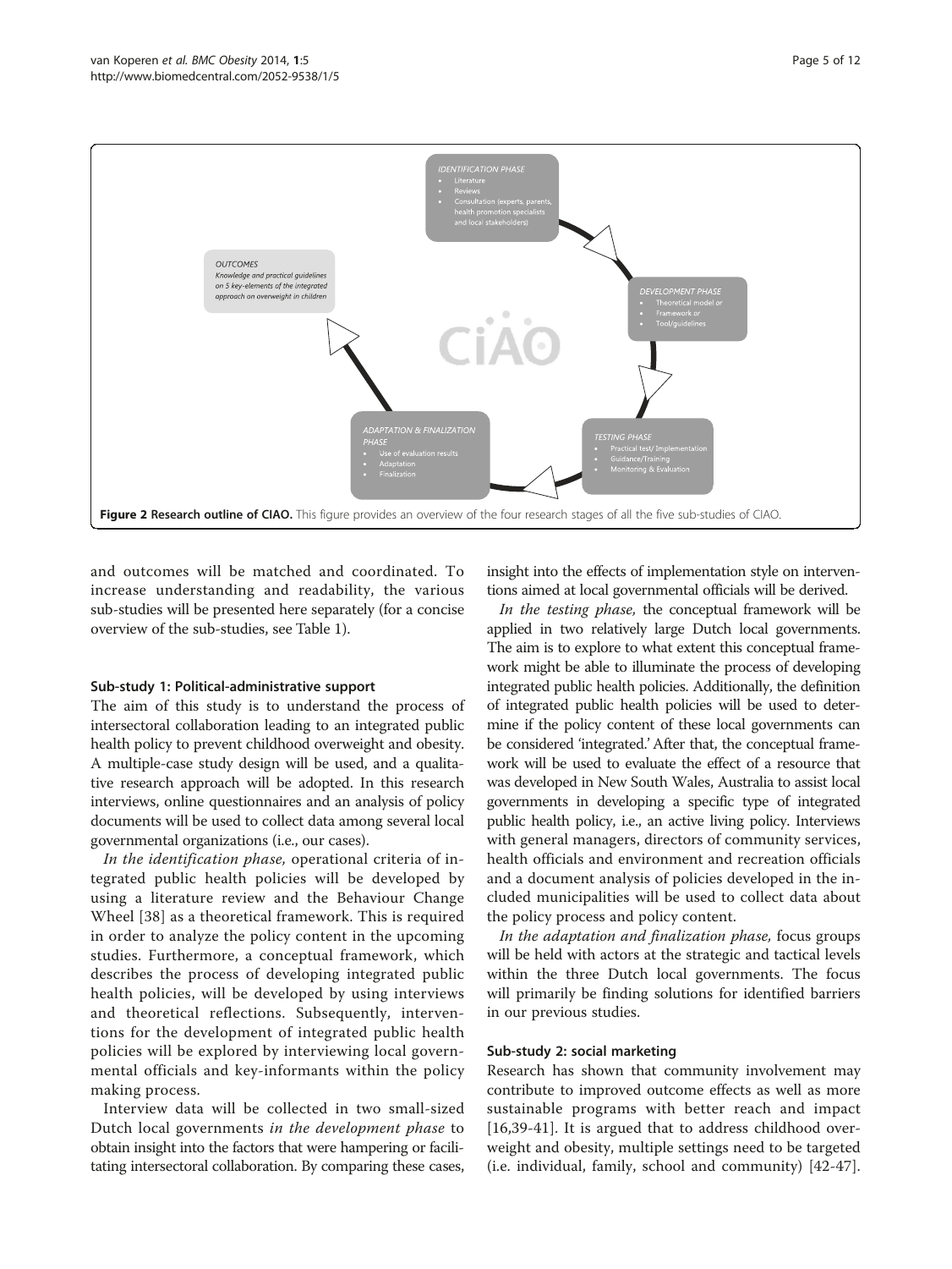**Figure 2 Research outline of CIAO.** This figure provides an overview of the four research stages of all the five sub-studies of CIAO.

and outcomes will be matched and coordinated. To increase understanding and readability, the various sub-studies will be presented here separately (for a concise overview of the sub-studies, see Table 1).

#### Sub-study 1: Political-administrative support

The aim of this study is to understand the process of intersectoral collaboration leading to an integrated public health policy to prevent childhood overweight and obesity. A multiple-case study design will be used, and a qualitative research approach will be adopted. In this research interviews, online questionnaires and an analysis of policy documents will be used to collect data among several local governmental organizations (i.e., our cases).

*In the identification phase*, operational criteria of integrated public health policies will be developed by using a literature review and the Behaviour Change Wheel [38] as a theoretical framework. This is required in order to analyze the policy content in the upcoming studies. Furthermore, a conceptual framework, which describes the process of developing integrated public health policies, will be developed by using interviews and theoretical reflections. Subsequently, interventions for the development of integrated public health policies will be explored by interviewing local governmental officials and key-informants within the policy making process.

Interview data will be collected in two small-sized Dutch local governments *in the development phase* to obtain insight into the factors that were hampering or facilitating intersectoral collaboration. By comparing these cases, insight into the effects of implementation style on interventions aimed at local governmental officials will be derived.

*In the testing phase,* the conceptual framework will be applied in two relatively large Dutch local governments. The aim is to explore to what extent this conceptual framework might be able to illuminate the process of developing integrated public health policies. Additionally, the definition of integrated public health policies will be used to determine if the policy content of these local governments can be considered 'integrated.' After that, the conceptual framework will be used to evaluate the effect of a resource that was developed in New South Wales, Australia to assist local governments in developing a specific type of integrated public health policy, i.e., an active living policy. Interviews with general managers, directors of community services, health officials and environment and recreation officials and a document analysis of policies developed in the included municipalities will be used to collect data about the policy process and policy content.

*In the adaptation and finalization phase,* focus groups will be held with actors at the strategic and tactical levels within the three Dutch local governments. The focus will primarily be finding solutions for identified barriers in our previous studies.

#### Sub-study 2: social marketing

Research has shown that community involvement may contribute to improved outcome effects as well as more sustainable programs with better reach and impact [16,39-41]. It is argued that to address childhood overweight and obesity, multiple settings need to be targeted (i.e. individual, family, school and community) [42-47].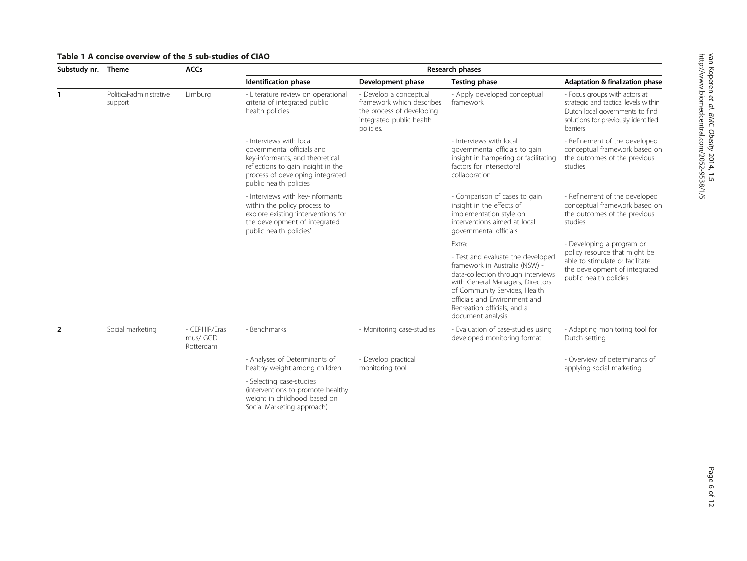**Table 1 A concise overview of the 5 sub-studies of CIAO**

| Substudy nr. | Theme | ACCs | Research phases | | | |
|---|---|---|---|---|---|---|
| | | | Identification phase | Development phase | Testing phase | Adaptation & finalization phase |
| 1 | Political-administrative support | Limburg | - Literature review on operational criteria of integrated public health policies | - Develop a conceptual framework which describes the process of developing integrated public health policies. | - Apply developed conceptual framework | - Focus groups with actors at strategic and tactical levels within Dutch local governments to find solutions for previously identified barriers |
| | | | - Interviews with local governmental officials and key-informants, and theoretical reflections to gain insight in the process of developing integrated public health policies | | - Interviews with local governmental officials to gain insight in hampering or facilitating factors for intersectoral collaboration | - Refinement of the developed conceptual framework based on the outcomes of the previous studies |
| | | | - Interviews with key-informants within the policy process to explore existing 'interventions for the development of integrated public health policies' | | - Comparison of cases to gain insight in the effects of implementation style on interventions aimed at local governmental officials | - Refinement of the developed conceptual framework based on the outcomes of the previous studies |
| | | | | | Extra: - Test and evaluate the developed framework in Australia (NSW) - data-collection through interviews with General Managers, Directors of Community Services, Health officials and Environment and Recreation officials, and a document analysis. | - Developing a program or policy resource that might be able to stimulate or facilitate the development of integrated public health policies |
| 2 | Social marketing | - CEPHIR/Erasmus/ GGD Rotterdam | - Benchmarks | - Monitoring case-studies | - Evaluation of case-studies using developed monitoring format | - Adapting monitoring tool for Dutch setting |
| | | | - Analyses of Determinants of healthy weight among children | - Develop practical monitoring tool | | - Overview of determinants of applying social marketing |
| | | | - Selecting case-studies (interventions to promote healthy weight in childhood based on Social Marketing approach) | | | |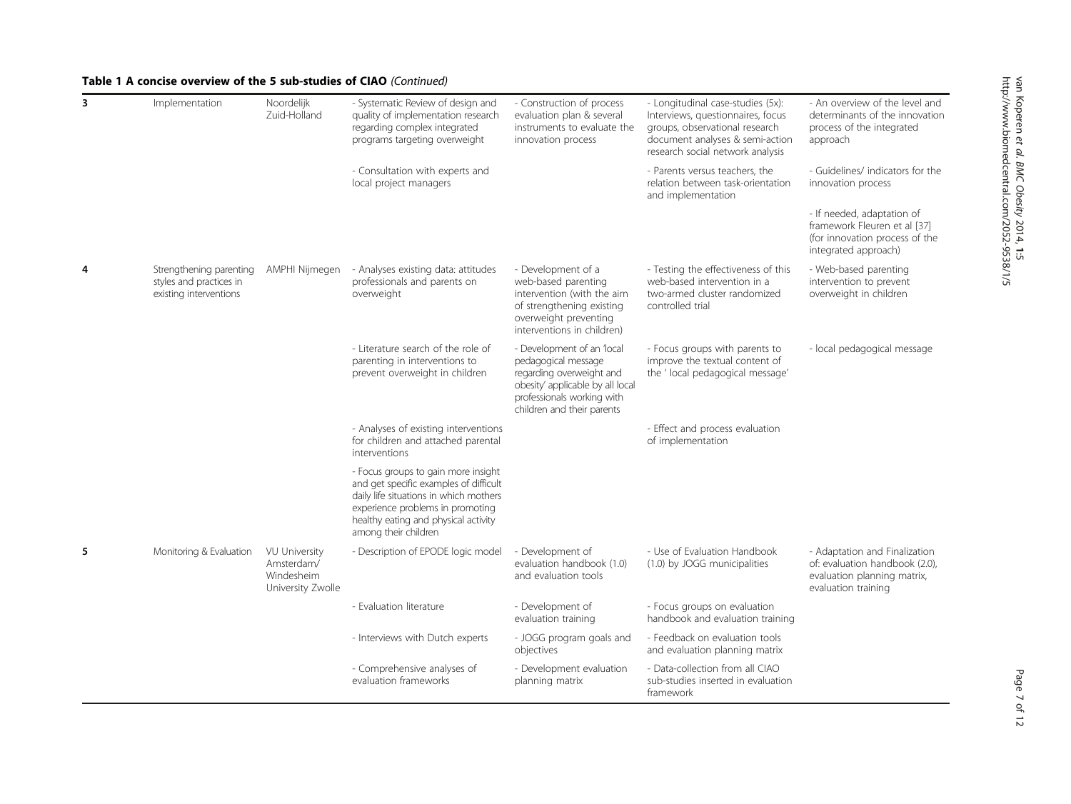**Table 1 A concise overview of the 5 sub-studies of CIAO** *(Continued)*

| | | | | | | |
|---|---|---|---|---|---|---|
| **3** | Implementation | Noordelijk Zuid-Holland | - Systematic Review of design and quality of implementation research regarding complex integrated programs targeting overweight | - Construction of process evaluation plan & several instruments to evaluate the innovation process | - Longitudinal case-studies (5x): Interviews, questionnaires, focus groups, observational research document analyses & semi-action research social network analysis | - An overview of the level and determinants of the innovation process of the integrated approach |
| | | | - Consultation with experts and local project managers | | - Parents versus teachers, the relation between task-orientation and implementation | - Guidelines/ indicators for the innovation process |
| | | | | | | - If needed, adaptation of framework Fleuren et al [37] (for innovation process of the integrated approach) |
| **4** | Strengthening parenting styles and practices in existing interventions | AMPHI Nijmegen | - Analyses existing data: attitudes professionals and parents on overweight | - Development of a web-based parenting intervention (with the aim of strengthening existing overweight preventing interventions in children) | - Testing the effectiveness of this web-based intervention in a two-armed cluster randomized controlled trial | - Web-based parenting intervention to prevent overweight in children |
| | | | - Literature search of the role of parenting in interventions to prevent overweight in children | - Development of an 'local pedagogical message regarding overweight and obesity' applicable by all local professionals working with children and their parents | - Focus groups with parents to improve the textual content of the ' local pedagogical message' | - local pedagogical message |
| | | | - Analyses of existing interventions for children and attached parental interventions | | - Effect and process evaluation of implementation | |
| | | | - Focus groups to gain more insight and get specific examples of difficult daily life situations in which mothers experience problems in promoting healthy eating and physical activity among their children | | | |
| **5** | Monitoring & Evaluation | VU University Amsterdam/ Windesheim University Zwolle | - Description of EPODE logic model | - Development of evaluation handbook (1.0) and evaluation tools | - Use of Evaluation Handbook (1.0) by JOGG municipalities | - Adaptation and Finalization of: evaluation handbook (2.0), evaluation planning matrix, evaluation training |
| | | | - Evaluation literature | - Development of evaluation training | - Focus groups on evaluation handbook and evaluation training | |
| | | | - Interviews with Dutch experts | - JOGG program goals and objectives | - Feedback on evaluation tools and evaluation planning matrix | |
| | | | - Comprehensive analyses of evaluation frameworks | - Development evaluation planning matrix | - Data-collection from all CIAO sub-studies inserted in evaluation framework | |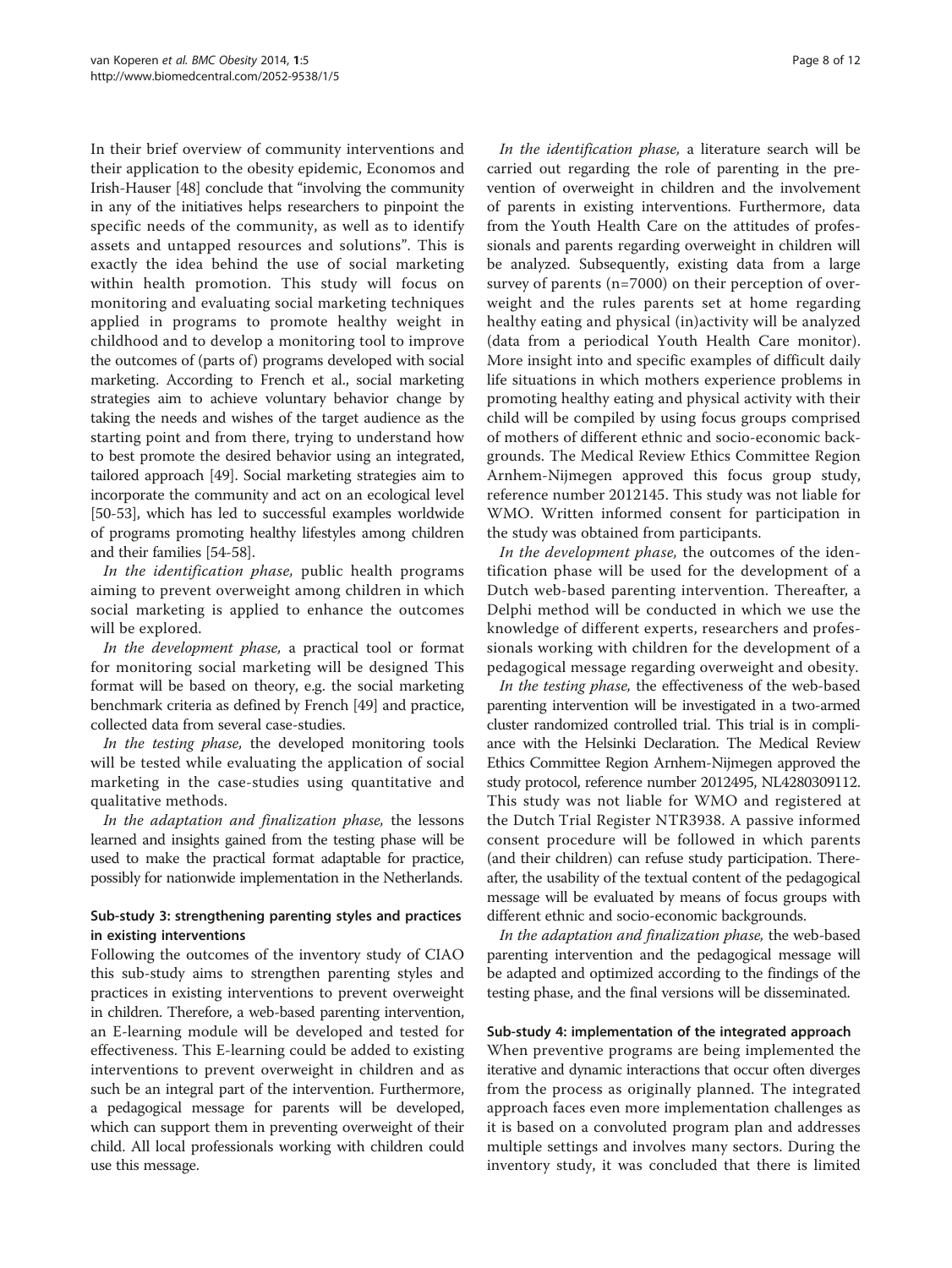In their brief overview of community interventions and their application to the obesity epidemic, Economos and Irish-Hauser [48] conclude that "involving the community in any of the initiatives helps researchers to pinpoint the specific needs of the community, as well as to identify assets and untapped resources and solutions". This is exactly the idea behind the use of social marketing within health promotion. This study will focus on monitoring and evaluating social marketing techniques applied in programs to promote healthy weight in childhood and to develop a monitoring tool to improve the outcomes of (parts of) programs developed with social marketing. According to French et al., social marketing strategies aim to achieve voluntary behavior change by taking the needs and wishes of the target audience as the starting point and from there, trying to understand how to best promote the desired behavior using an integrated, tailored approach [49]. Social marketing strategies aim to incorporate the community and act on an ecological level [50-53], which has led to successful examples worldwide of programs promoting healthy lifestyles among children and their families [54-58].

*In the identification phase,* public health programs aiming to prevent overweight among children in which social marketing is applied to enhance the outcomes will be explored.

*In the development phase,* a practical tool or format for monitoring social marketing will be designed This format will be based on theory, e.g. the social marketing benchmark criteria as defined by French [49] and practice, collected data from several case-studies.

*In the testing phase,* the developed monitoring tools will be tested while evaluating the application of social marketing in the case-studies using quantitative and qualitative methods.

*In the adaptation and finalization phase,* the lessons learned and insights gained from the testing phase will be used to make the practical format adaptable for practice, possibly for nationwide implementation in the Netherlands.

### Sub-study 3: strengthening parenting styles and practices in existing interventions

Following the outcomes of the inventory study of CIAO this sub-study aims to strengthen parenting styles and practices in existing interventions to prevent overweight in children. Therefore, a web-based parenting intervention, an E-learning module will be developed and tested for effectiveness. This E-learning could be added to existing interventions to prevent overweight in children and as such be an integral part of the intervention. Furthermore, a pedagogical message for parents will be developed, which can support them in preventing overweight of their child. All local professionals working with children could use this message.

*In the identification phase,* a literature search will be carried out regarding the role of parenting in the prevention of overweight in children and the involvement of parents in existing interventions. Furthermore, data from the Youth Health Care on the attitudes of professionals and parents regarding overweight in children will be analyzed. Subsequently, existing data from a large survey of parents (n=7000) on their perception of overweight and the rules parents set at home regarding healthy eating and physical (in)activity will be analyzed (data from a periodical Youth Health Care monitor). More insight into and specific examples of difficult daily life situations in which mothers experience problems in promoting healthy eating and physical activity with their child will be compiled by using focus groups comprised of mothers of different ethnic and socio-economic backgrounds. The Medical Review Ethics Committee Region Arnhem-Nijmegen approved this focus group study, reference number 2012145. This study was not liable for WMO. Written informed consent for participation in the study was obtained from participants.

*In the development phase,* the outcomes of the identification phase will be used for the development of a Dutch web-based parenting intervention. Thereafter, a Delphi method will be conducted in which we use the knowledge of different experts, researchers and professionals working with children for the development of a pedagogical message regarding overweight and obesity.

*In the testing phase,* the effectiveness of the web-based parenting intervention will be investigated in a two-armed cluster randomized controlled trial. This trial is in compliance with the Helsinki Declaration. The Medical Review Ethics Committee Region Arnhem-Nijmegen approved the study protocol, reference number 2012495, NL4280309112. This study was not liable for WMO and registered at the Dutch Trial Register NTR3938. A passive informed consent procedure will be followed in which parents (and their children) can refuse study participation. Thereafter, the usability of the textual content of the pedagogical message will be evaluated by means of focus groups with different ethnic and socio-economic backgrounds.

*In the adaptation and finalization phase,* the web-based parenting intervention and the pedagogical message will be adapted and optimized according to the findings of the testing phase, and the final versions will be disseminated.

### Sub-study 4: implementation of the integrated approach

When preventive programs are being implemented the iterative and dynamic interactions that occur often diverges from the process as originally planned. The integrated approach faces even more implementation challenges as it is based on a convoluted program plan and addresses multiple settings and involves many sectors. During the inventory study, it was concluded that there is limited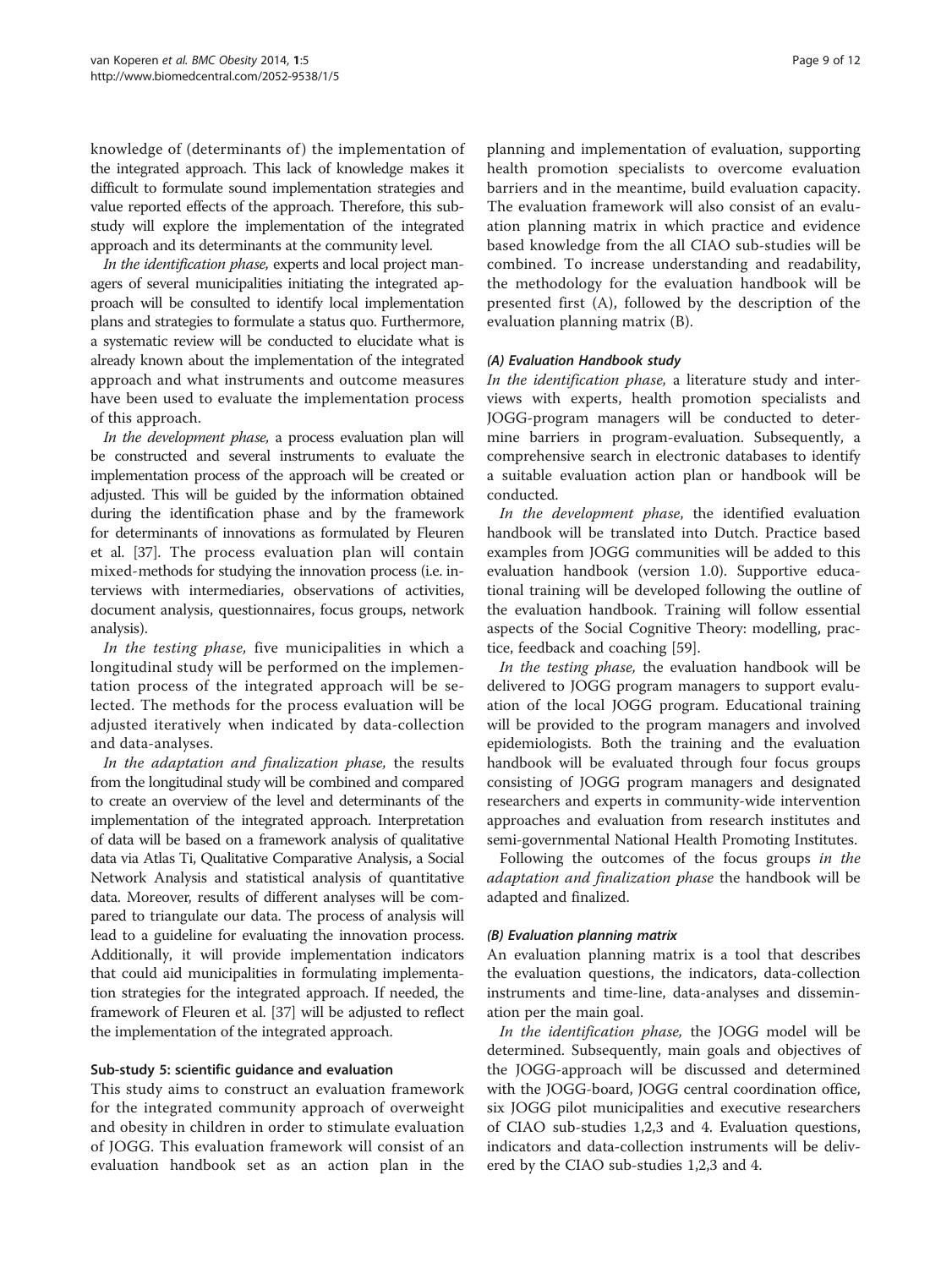knowledge of (determinants of) the implementation of the integrated approach. This lack of knowledge makes it difficult to formulate sound implementation strategies and value reported effects of the approach. Therefore, this sub-study will explore the implementation of the integrated approach and its determinants at the community level.

*In the identification phase,* experts and local project managers of several municipalities initiating the integrated approach will be consulted to identify local implementation plans and strategies to formulate a status quo. Furthermore, a systematic review will be conducted to elucidate what is already known about the implementation of the integrated approach and what instruments and outcome measures have been used to evaluate the implementation process of this approach.

*In the development phase,* a process evaluation plan will be constructed and several instruments to evaluate the implementation process of the approach will be created or adjusted. This will be guided by the information obtained during the identification phase and by the framework for determinants of innovations as formulated by Fleuren et al. [37]. The process evaluation plan will contain mixed-methods for studying the innovation process (i.e. interviews with intermediaries, observations of activities, document analysis, questionnaires, focus groups, network analysis).

*In the testing phase,* five municipalities in which a longitudinal study will be performed on the implementation process of the integrated approach will be selected. The methods for the process evaluation will be adjusted iteratively when indicated by data-collection and data-analyses.

*In the adaptation and finalization phase,* the results from the longitudinal study will be combined and compared to create an overview of the level and determinants of the implementation of the integrated approach. Interpretation of data will be based on a framework analysis of qualitative data via Atlas Ti, Qualitative Comparative Analysis, a Social Network Analysis and statistical analysis of quantitative data. Moreover, results of different analyses will be compared to triangulate our data. The process of analysis will lead to a guideline for evaluating the innovation process. Additionally, it will provide implementation indicators that could aid municipalities in formulating implementation strategies for the integrated approach. If needed, the framework of Fleuren et al. [37] will be adjusted to reflect the implementation of the integrated approach.

### Sub-study 5: scientific guidance and evaluation

This study aims to construct an evaluation framework for the integrated community approach of overweight and obesity in children in order to stimulate evaluation of JOGG. This evaluation framework will consist of an evaluation handbook set as an action plan in the planning and implementation of evaluation, supporting health promotion specialists to overcome evaluation barriers and in the meantime, build evaluation capacity. The evaluation framework will also consist of an evaluation planning matrix in which practice and evidence based knowledge from the all CIAO sub-studies will be combined. To increase understanding and readability, the methodology for the evaluation handbook will be presented first (A), followed by the description of the evaluation planning matrix (B).

#### *(A) Evaluation Handbook study*

*In the identification phase,* a literature study and interviews with experts, health promotion specialists and JOGG-program managers will be conducted to determine barriers in program-evaluation. Subsequently, a comprehensive search in electronic databases to identify a suitable evaluation action plan or handbook will be conducted.

*In the development phase*, the identified evaluation handbook will be translated into Dutch. Practice based examples from JOGG communities will be added to this evaluation handbook (version 1.0). Supportive educational training will be developed following the outline of the evaluation handbook. Training will follow essential aspects of the Social Cognitive Theory: modelling, practice, feedback and coaching [59].

*In the testing phase,* the evaluation handbook will be delivered to JOGG program managers to support evaluation of the local JOGG program. Educational training will be provided to the program managers and involved epidemiologists. Both the training and the evaluation handbook will be evaluated through four focus groups consisting of JOGG program managers and designated researchers and experts in community-wide intervention approaches and evaluation from research institutes and semi-governmental National Health Promoting Institutes.

Following the outcomes of the focus groups *in the adaptation and finalization phase* the handbook will be adapted and finalized.

#### *(B) Evaluation planning matrix*

An evaluation planning matrix is a tool that describes the evaluation questions, the indicators, data-collection instruments and time-line, data-analyses and dissemination per the main goal.

*In the identification phase,* the JOGG model will be determined. Subsequently, main goals and objectives of the JOGG-approach will be discussed and determined with the JOGG-board, JOGG central coordination office, six JOGG pilot municipalities and executive researchers of CIAO sub-studies 1,2,3 and 4. Evaluation questions, indicators and data-collection instruments will be delivered by the CIAO sub-studies 1,2,3 and 4.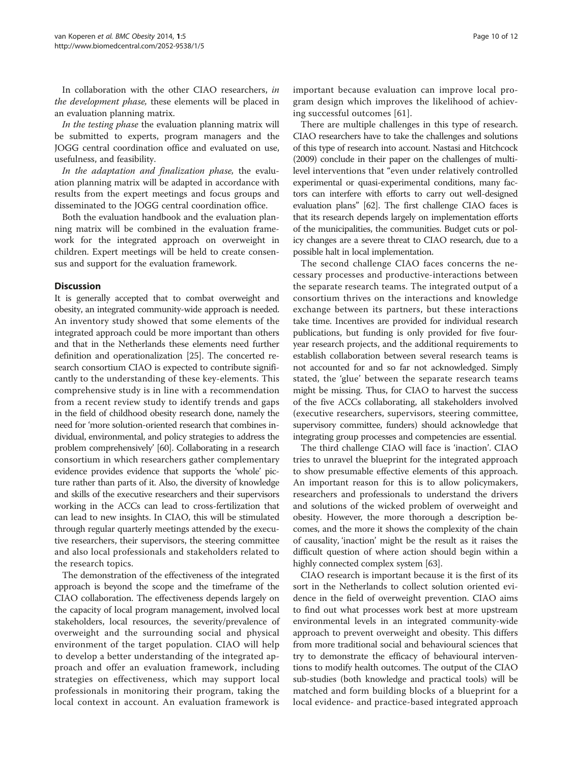In collaboration with the other CIAO researchers, *in the development phase,* these elements will be placed in an evaluation planning matrix.

*In the testing phase* the evaluation planning matrix will be submitted to experts, program managers and the JOGG central coordination office and evaluated on use, usefulness, and feasibility.

*In the adaptation and finalization phase,* the evaluation planning matrix will be adapted in accordance with results from the expert meetings and focus groups and disseminated to the JOGG central coordination office.

Both the evaluation handbook and the evaluation planning matrix will be combined in the evaluation framework for the integrated approach on overweight in children. Expert meetings will be held to create consensus and support for the evaluation framework.

## Discussion

It is generally accepted that to combat overweight and obesity, an integrated community-wide approach is needed. An inventory study showed that some elements of the integrated approach could be more important than others and that in the Netherlands these elements need further definition and operationalization [25]. The concerted research consortium CIAO is expected to contribute significantly to the understanding of these key-elements. This comprehensive study is in line with a recommendation from a recent review study to identify trends and gaps in the field of childhood obesity research done, namely the need for 'more solution-oriented research that combines individual, environmental, and policy strategies to address the problem comprehensively' [60]. Collaborating in a research consortium in which researchers gather complementary evidence provides evidence that supports the 'whole' picture rather than parts of it. Also, the diversity of knowledge and skills of the executive researchers and their supervisors working in the ACCs can lead to cross-fertilization that can lead to new insights. In CIAO, this will be stimulated through regular quarterly meetings attended by the executive researchers, their supervisors, the steering committee and also local professionals and stakeholders related to the research topics.

The demonstration of the effectiveness of the integrated approach is beyond the scope and the timeframe of the CIAO collaboration. The effectiveness depends largely on the capacity of local program management, involved local stakeholders, local resources, the severity/prevalence of overweight and the surrounding social and physical environment of the target population. CIAO will help to develop a better understanding of the integrated approach and offer an evaluation framework, including strategies on effectiveness, which may support local professionals in monitoring their program, taking the local context in account. An evaluation framework is important because evaluation can improve local program design which improves the likelihood of achieving successful outcomes [61].

There are multiple challenges in this type of research. CIAO researchers have to take the challenges and solutions of this type of research into account. Nastasi and Hitchcock (2009) conclude in their paper on the challenges of multilevel interventions that "even under relatively controlled experimental or quasi-experimental conditions, many factors can interfere with efforts to carry out well-designed evaluation plans" [62]. The first challenge CIAO faces is that its research depends largely on implementation efforts of the municipalities, the communities. Budget cuts or policy changes are a severe threat to CIAO research, due to a possible halt in local implementation.

The second challenge CIAO faces concerns the necessary processes and productive-interactions between the separate research teams. The integrated output of a consortium thrives on the interactions and knowledge exchange between its partners, but these interactions take time. Incentives are provided for individual research publications, but funding is only provided for five four-year research projects, and the additional requirements to establish collaboration between several research teams is not accounted for and so far not acknowledged. Simply stated, the 'glue' between the separate research teams might be missing. Thus, for CIAO to harvest the success of the five ACCs collaborating, all stakeholders involved (executive researchers, supervisors, steering committee, supervisory committee, funders) should acknowledge that integrating group processes and competencies are essential.

The third challenge CIAO will face is 'inaction'. CIAO tries to unravel the blueprint for the integrated approach to show presumable effective elements of this approach. An important reason for this is to allow policymakers, researchers and professionals to understand the drivers and solutions of the wicked problem of overweight and obesity. However, the more thorough a description becomes, and the more it shows the complexity of the chain of causality, 'inaction' might be the result as it raises the difficult question of where action should begin within a highly connected complex system [63].

CIAO research is important because it is the first of its sort in the Netherlands to collect solution oriented evidence in the field of overweight prevention. CIAO aims to find out what processes work best at more upstream environmental levels in an integrated community-wide approach to prevent overweight and obesity. This differs from more traditional social and behavioural sciences that try to demonstrate the efficacy of behavioural interventions to modify health outcomes. The output of the CIAO sub-studies (both knowledge and practical tools) will be matched and form building blocks of a blueprint for a local evidence- and practice-based integrated approach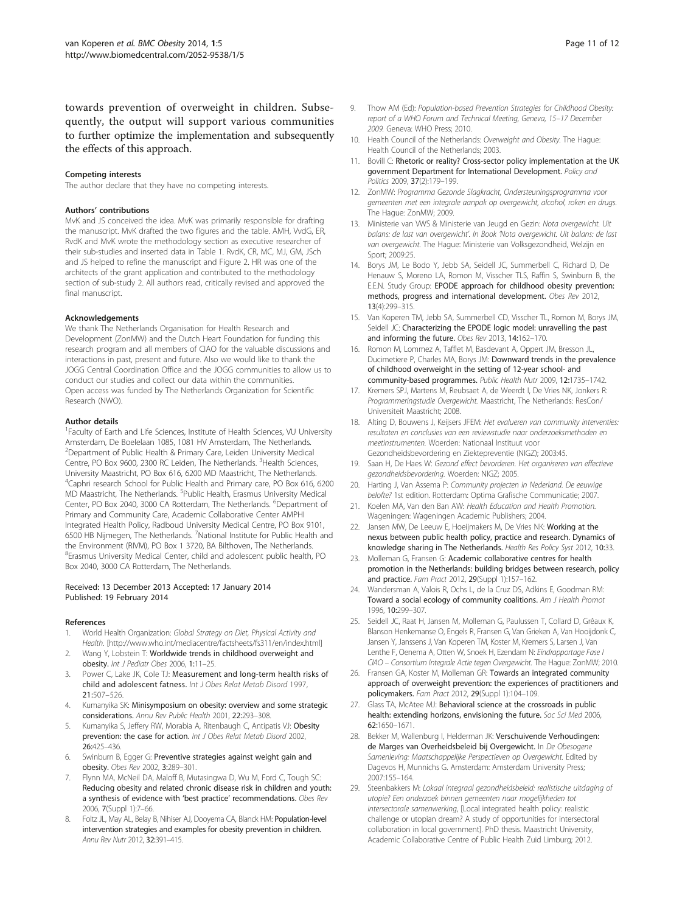towards prevention of overweight in children. Subsequently, the output will support various communities to further optimize the implementation and subsequently the effects of this approach.

#### Competing interests

The author declare that they have no competing interests.

#### Authors' contributions

MvK and JS conceived the idea. MvK was primarily responsible for drafting the manuscript. MvK drafted the two figures and the table. AMH, VvdG, ER, RvdK and MvK wrote the methodology section as executive researcher of their sub-studies and inserted data in Table 1. RvdK, CR, MC, MJ, GM, JSch and JS helped to refine the manuscript and Figure 2. HR was one of the architects of the grant application and contributed to the methodology section of sub-study 2. All authors read, critically revised and approved the final manuscript.

#### Acknowledgements

We thank The Netherlands Organisation for Health Research and Development (ZonMW) and the Dutch Heart Foundation for funding this research program and all members of CIAO for the valuable discussions and interactions in past, present and future. Also we would like to thank the JOGG Central Coordination Office and the JOGG communities to allow us to conduct our studies and collect our data within the communities. Open access was funded by The Netherlands Organization for Scientific Research (NWO).

#### Author details

[1]Faculty of Earth and Life Sciences, Institute of Health Sciences, VU University Amsterdam, De Boelelaan 1085, 1081 HV Amsterdam, The Netherlands. [2]Department of Public Health & Primary Care, Leiden University Medical Centre, PO Box 9600, 2300 RC Leiden, The Netherlands. [3]Health Sciences, University Maastricht, PO Box 616, 6200 MD Maastricht, The Netherlands. [4]Caphri research School for Public Health and Primary care, PO Box 616, 6200 MD Maastricht, The Netherlands. [5]Public Health, Erasmus University Medical Center, PO Box 2040, 3000 CA Rotterdam, The Netherlands. [6]Department of Primary and Community Care, Academic Collaborative Center AMPHI Integrated Health Policy, Radboud University Medical Centre, PO Box 9101, 6500 HB Nijmegen, The Netherlands. [7]National Institute for Public Health and the Environment (RIVM), PO Box 1 3720, BA Bilthoven, The Netherlands. [8]Erasmus University Medical Center, child and adolescent public health, PO Box 2040, 3000 CA Rotterdam, The Netherlands.

Received: 13 December 2013 Accepted: 17 January 2014
Published: 19 February 2014

#### References

1. World Health Organization: *Global Strategy on Diet, Physical Activity and Health.* [http://www.who.int/mediacentre/factsheets/fs311/en/index.html]
2. Wang Y, Lobstein T: **Worldwide trends in childhood overweight and obesity.** *Int J Pediatr Obes* 2006, **1:**11–25.
3. Power C, Lake JK, Cole TJ: **Measurement and long-term health risks of child and adolescent fatness.** *Int J Obes Relat Metab Disord* 1997, **21:**507–526.
4. Kumanyika SK: **Minisymposium on obesity: overview and some strategic considerations.** *Annu Rev Public Health* 2001, **22:**293–308.
5. Kumanyika S, Jeffery RW, Morabia A, Ritenbaugh C, Antipatis VJ: **Obesity prevention: the case for action.** *Int J Obes Relat Metab Disord* 2002, **26:**425–436.
6. Swinburn B, Egger G: **Preventive strategies against weight gain and obesity.** *Obes Rev* 2002, **3:**289–301.
7. Flynn MA, McNeil DA, Maloff B, Mutasingwa D, Wu M, Ford C, Tough SC: **Reducing obesity and related chronic disease risk in children and youth: a synthesis of evidence with 'best practice' recommendations.** *Obes Rev* 2006, **7**(Suppl 1):7–66.
8. Foltz JL, May AL, Belay B, Nihiser AJ, Dooyema CA, Blanck HM: **Population-level intervention strategies and examples for obesity prevention in children.** *Annu Rev Nutr* 2012, **32:**391–415.
9. Thow AM (Ed): *Population-based Prevention Strategies for Childhood Obesity: report of a WHO Forum and Technical Meeting, Geneva, 15–17 December 2009.* Geneva: WHO Press; 2010.
10. Health Council of the Netherlands: *Overweight and Obesity.* The Hague: Health Council of the Netherlands; 2003.
11. Bovill C: **Rhetoric or reality? Cross-sector policy implementation at the UK government Department for International Development.** *Policy and Politics* 2009, **37**(2):179–199.
12. ZonMW: *Programma Gezonde Slagkracht, Ondersteuningsprogramma voor gemeenten met een integrale aanpak op overgewicht, alcohol, roken en drugs.* The Hague: ZonMW; 2009.
13. Ministerie van VWS & Ministerie van Jeugd en Gezin: *Nota overgewicht. Uit balans: de last van overgewicht'. In Book 'Nota overgewicht. Uit balans: de last van overgewicht*. The Hague: Ministerie van Volksgezondheid, Welzijn en Sport; 2009:25.
14. Borys JM, Le Bodo Y, Jebb SA, Seidell JC, Summerbell C, Richard D, De Henauw S, Moreno LA, Romon M, Visscher TLS, Raffin S, Swinburn B, the E.E.N. Study Group: **EPODE approach for childhood obesity prevention: methods, progress and international development.** *Obes Rev* 2012, **13**(4):299–315.
15. Van Koperen TM, Jebb SA, Summerbell CD, Visscher TL, Romon M, Borys JM, Seidell JC: **Characterizing the EPODE logic model: unravelling the past and informing the future.** *Obes Rev* 2013, **14:**162–170.
16. Romon M, Lommez A, Tafflet M, Basdevant A, Oppert JM, Bresson JL, Ducimetiere P, Charles MA, Borys JM: **Downward trends in the prevalence of childhood overweight in the setting of 12-year school- and community-based programmes.** *Public Health Nutr* 2009, **12:**1735–1742.
17. Kremers SPJ, Martens M, Reubsaet A, de Weerdt I, De Vries NK, Jonkers R: *Programmeringstudie Overgewicht.* Maastricht, The Netherlands: ResCon/ Universiteit Maastricht; 2008.
18. Alting D, Bouwens J, Keijsers JFEM: *Het evalueren van community interventies: resultaten en conclusies van een reviewstudie naar onderzoeksmethoden en meetinstrumenten.* Woerden: Nationaal Instituut voor Gezondheidsbevordering en Ziektepreventie (NIGZ); 2003:45.
19. Saan H, De Haes W: *Gezond effect bevorderen. Het organiseren van effectieve gezondheidsbevordering.* Woerden: NIGZ; 2005.
20. Harting J, Van Assema P: *Community projecten in Nederland. De eeuwige belofte?* 1st edition. Rotterdam: Optima Grafische Communicatie; 2007.
21. Koelen MA, Van den Ban AW: *Health Education and Health Promotion.* Wageningen: Wageningen Academic Publishers; 2004.
22. Jansen MW, De Leeuw E, Hoeijmakers M, De Vries NK: **Working at the nexus between public health policy, practice and research. Dynamics of knowledge sharing in The Netherlands.** *Health Res Policy Syst* 2012, **10:**33.
23. Molleman G, Fransen G: **Academic collaborative centres for health promotion in the Netherlands: building bridges between research, policy and practice.** *Fam Pract* 2012, **29**(Suppl 1):157–162.
24. Wandersman A, Valois R, Ochs L, de la Cruz DS, Adkins E, Goodman RM: **Toward a social ecology of community coalitions.** *Am J Health Promot* 1996, **10:**299–307.
25. Seidell JC, Raat H, Jansen M, Molleman G, Paulussen T, Collard D, Gréaux K, Blanson Henkemanse O, Engels R, Fransen G, Van Grieken A, Van Hooijdonk C, Jansen Y, Janssens J, Van Koperen TM, Koster M, Kremers S, Larsen J, Van Lenthe F, Oenema A, Otten W, Snoek H, Ezendam N: *Eindrapportage Fase I CIAO – Consortium Integrale Actie tegen Overgewicht.* The Hague: ZonMW; 2010.
26. Fransen GA, Koster M, Molleman GR: **Towards an integrated community approach of overweight prevention: the experiences of practitioners and policymakers.** *Fam Pract* 2012, **29**(Suppl 1):104–109.
27. Glass TA, McAtee MJ: **Behavioral science at the crossroads in public health: extending horizons, envisioning the future.** *Soc Sci Med* 2006, **62:**1650–1671.
28. Bekker M, Wallenburg I, Helderman JK: **Verschuivende Verhoudingen: de Marges van Overheidsbeleid bij Overgewicht.** In *De Obesogene Samenleving: Maatschappelijke Perspectieven op Overgewicht.* Edited by Dagevos H, Munnichs G. Amsterdam: Amsterdam University Press; 2007:155–164.
29. Steenbakkers M: *Lokaal integraal gezondheidsbeleid: realistische uitdaging of utopie? Een onderzoek binnen gemeenten naar mogelijkheden tot intersectorale samenwerking,* [Local integrated health policy: realistic challenge or utopian dream? A study of opportunities for intersectoral collaboration in local government]. PhD thesis. Maastricht University, Academic Collaborative Centre of Public Health Zuid Limburg; 2012.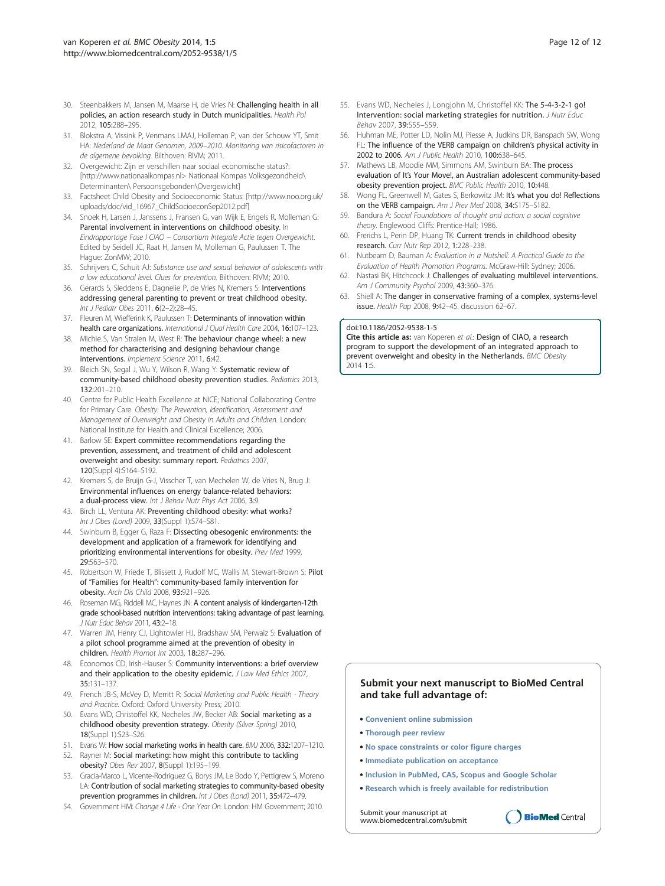30. Steenbakkers M, Jansen M, Maarse H, de Vries N: **Challenging health in all policies, an action research study in Dutch municipalities.** *Health Pol* 2012, **105:**288–295.
31. Blokstra A, Vissink P, Venmans LMAJ, Holleman P, van der Schouw YT, Smit HA: *Nederland de Maat Genomen, 2009–2010. Monitoring van risicofactoren in de algemene bevolking.* Bilthoven: RIVM; 2011.
32. Overgewicht: Zijn er verschillen naar sociaal economische status?: [http://www.nationaalkompas.nl> Nationaal Kompas Volksgezondheid\ Determinanten\ Persoonsgebonden\Overgewicht]
33. Factsheet Child Obesity and Socioeconomic Status: [http://www.noo.org.uk/uploads/doc/vid_16967_ChildSocioeconSep2012.pdf]
34. Snoek H, Larsen J, Janssens J, Fransen G, van Wijk E, Engels R, Molleman G: **Parental involvement in interventions on childhood obesity.** In *Eindrapportage Fase I CIAO – Consortium Integrale Actie tegen Overgewicht.* Edited by Seidell JC, Raat H, Jansen M, Molleman G, Paulussen T. The Hague: ZonMW; 2010.
35. Schrijvers C, Schuit AJ: *Substance use and sexual behavior of adolescents with a low educational level. Clues for prevention.* Bilthoven: RIVM; 2010.
36. Gerards S, Sleddens E, Dagnelie P, de Vries N, Kremers S: **Interventions addressing general parenting to prevent or treat childhood obesity.** *Int J Pediatr Obes* 2011, **6**(2–2):28–45.
37. Fleuren M, Wiefferink K, Paulussen T: **Determinants of innovation within health care organizations.** *International J Qual Health Care* 2004, **16:**107–123.
38. Michie S, Van Stralen M, West R: **The behaviour change wheel: a new method for characterising and designing behaviour change interventions.** *Implement Science* 2011, **6:**42.
39. Bleich SN, Segal J, Wu Y, Wilson R, Wang Y: **Systematic review of community-based childhood obesity prevention studies.** *Pediatrics* 2013, **132:**201–210.
40. Centre for Public Health Excellence at NICE; National Collaborating Centre for Primary Care. *Obesity: The Prevention, Identification, Assessment and Management of Overweight and Obesity in Adults and Children.* London: National Institute for Health and Clinical Excellence; 2006.
41. Barlow SE: **Expert committee recommendations regarding the prevention, assessment, and treatment of child and adolescent overweight and obesity: summary report.** *Pediatrics* 2007, **120**(Suppl 4):S164–S192.
42. Kremers S, de Bruijn G-J, Visscher T, van Mechelen W, de Vries N, Brug J: **Environmental influences on energy balance-related behaviors: a dual-process view.** *Int J Behav Nutr Phys Act* 2006, **3:**9.
43. Birch LL, Ventura AK: **Preventing childhood obesity: what works?** *Int J Obes (Lond)* 2009, **33**(Suppl 1):S74–S81.
44. Swinburn B, Egger G, Raza F: **Dissecting obesogenic environments: the development and application of a framework for identifying and prioritizing environmental interventions for obesity.** *Prev Med* 1999, **29:**563–570.
45. Robertson W, Friede T, Blissett J, Rudolf MC, Wallis M, Stewart-Brown S: **Pilot of "Families for Health": community-based family intervention for obesity.** *Arch Dis Child* 2008, **93:**921–926.
46. Roseman MG, Riddell MC, Haynes JN: **A content analysis of kindergarten-12th grade school-based nutrition interventions: taking advantage of past learning.** *J Nutr Educ Behav* 2011, **43:**2–18.
47. Warren JM, Henry CJ, Lightowler HJ, Bradshaw SM, Perwaiz S: **Evaluation of a pilot school programme aimed at the prevention of obesity in children.** *Health Promot Int* 2003, **18:**287–296.
48. Economos CD, Irish-Hauser S: **Community interventions: a brief overview and their application to the obesity epidemic.** *J Law Med Ethics* 2007, **35:**131–137.
49. French JB-S, McVey D, Merritt R: *Social Marketing and Public Health - Theory and Practice.* Oxford: Oxford University Press; 2010.
50. Evans WD, Christoffel KK, Necheles JW, Becker AB: **Social marketing as a childhood obesity prevention strategy.** *Obesity (Silver Spring)* 2010, **18**(Suppl 1):S23–S26.
51. Evans W: **How social marketing works in health care.** *BMJ* 2006, **332:**1207–1210.
52. Rayner M: **Social marketing: how might this contribute to tackling obesity?** *Obes Rev* 2007, **8**(Suppl 1):195–199.
53. Gracia-Marco L, Vicente-Rodriguez G, Borys JM, Le Bodo Y, Pettigrew S, Moreno LA: **Contribution of social marketing strategies to community-based obesity prevention programmes in children.** *Int J Obes (Lond)* 2011, **35:**472–479.
54. Government HM: *Change 4 Life - One Year On.* London: HM Government; 2010.
55. Evans WD, Necheles J, Longjohn M, Christoffel KK: **The 5-4-3-2-1 go! Intervention: social marketing strategies for nutrition.** *J Nutr Educ Behav* 2007, **39:**S55–S59.
56. Huhman ME, Potter LD, Nolin MJ, Piesse A, Judkins DR, Banspach SW, Wong FL: **The influence of the VERB campaign on children's physical activity in 2002 to 2006.** *Am J Public Health* 2010, **100:**638–645.
57. Mathews LB, Moodie MM, Simmons AM, Swinburn BA: **The process evaluation of It's Your Move!, an Australian adolescent community-based obesity prevention project.** *BMC Public Health* 2010, **10:**448.
58. Wong FL, Greenwell M, Gates S, Berkowitz JM: **It's what you do! Reflections on the VERB campaign.** *Am J Prev Med* 2008, **34:**S175–S182.
59. Bandura A: *Social Foundations of thought and action: a social cognitive theory.* Englewood Cliffs: Prentice-Hall; 1986.
60. Frerichs L, Perin DP, Huang TK: **Current trends in childhood obesity research.** *Curr Nutr Rep* 2012, **1:**228–238.
61. Nutbeam D, Bauman A: *Evaluation in a Nutshell: A Practical Guide to the Evaluation of Health Promotion Programs.* McGraw-Hill: Sydney; 2006.
62. Nastasi BK, Hitchcock J: **Challenges of evaluating multilevel interventions.** *Am J Community Psychol* 2009, **43:**360–376.
63. Shiell A: **The danger in conservative framing of a complex, systems-level issue.** *Health Pap* 2008, **9:**42–45. discussion 62–67.

doi:10.1186/2052-9538-1-5

**Cite this article as:** van Koperen *et al.*: Design of CIAO, a research program to support the development of an integrated approach to prevent overweight and obesity in the Netherlands. *BMC Obesity* 2014 **1**:5.

**Submit your next manuscript to BioMed Central and take full advantage of:**

- **Convenient online submission**
- **Thorough peer review**
- **No space constraints or color figure charges**
- **Immediate publication on acceptance**
- **Inclusion in PubMed, CAS, Scopus and Google Scholar**
- **Research which is freely available for redistribution**

Submit your manuscript at
www.biomedcentral.com/submit

BioMed Central